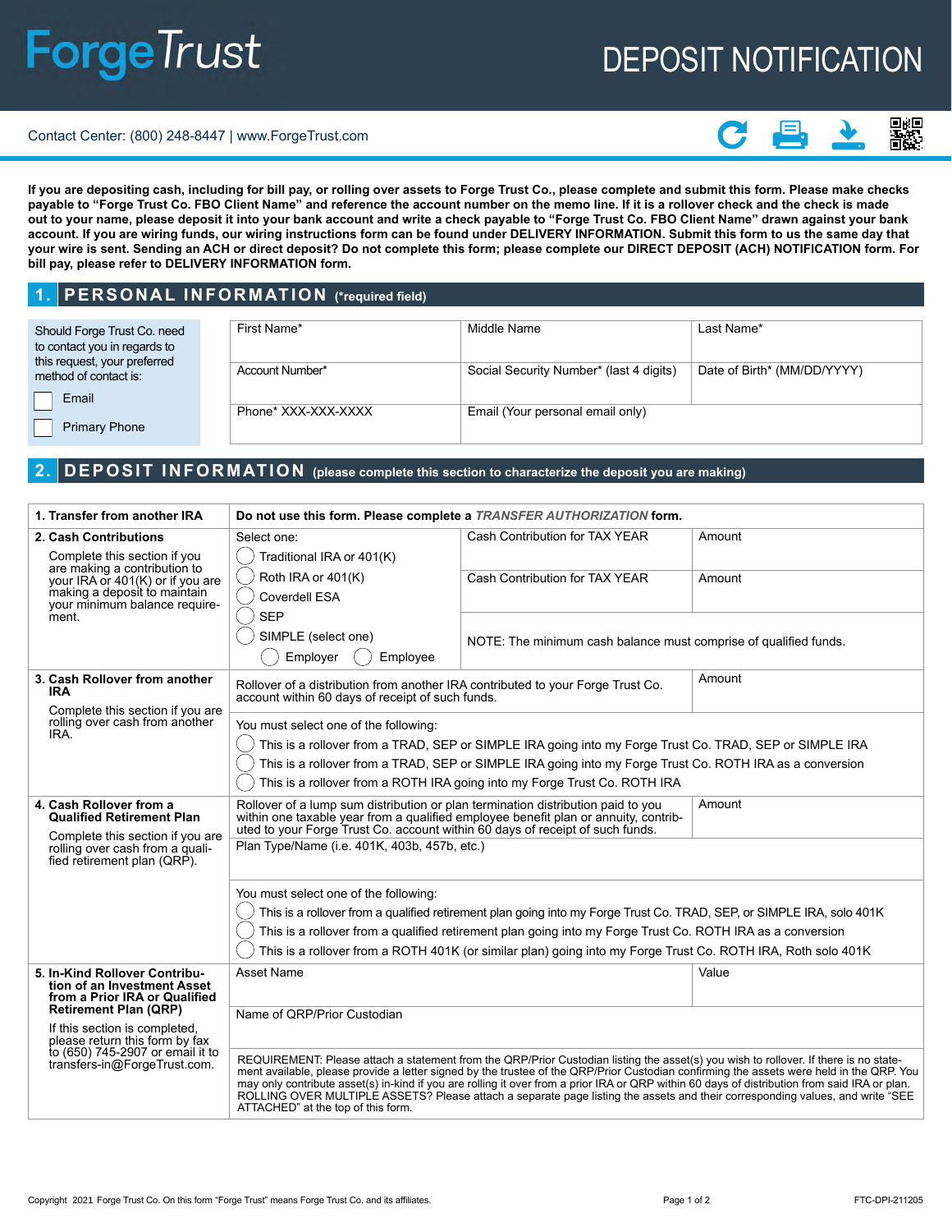# ForgeTrust

# DEPOSIT NOTIFICATION

Contact Center: (800) 248-8447 | www.ForgeTrust.com

**If you are depositing cash, including for bill pay, or rolling over assets to Forge Trust Co., please complete and submit this form. Please make checks payable to "Forge Trust Co. FBO Client Name" and reference the account number on the memo line. If it is a rollover check and the check is made out to your name, please deposit it into your bank account and write a check payable to "Forge Trust Co. FBO Client Name" drawn against your bank account. If you are wiring funds, our wiring instructions form can be found under DELIVERY INFORMATION. Submit this form to us the same day that your wire is sent. Sending an ACH or direct deposit? Do not complete this form; please complete our DIRECT DEPOSIT (ACH) NOTIFICATION form. For bill pay, please refer to DELIVERY INFORMATION form.**

## 1. PERSONAL INFORMATION (*required field)

Should Forge Trust Co. need to contact you in regards to this request, your preferred method of contact is:

☐ Email

☐ Primary Phone

| First Name* | Middle Name | Last Name* |
|---|---|---|
| Account Number* | Social Security Number* (last 4 digits) | Date of Birth* (MM/DD/YYYY) |
| Phone* XXX-XXX-XXXX | Email (Your personal email only) | |

## 2. DEPOSIT INFORMATION (please complete this section to characterize the deposit you are making)

| | | | |
|---|---|---|---|
| **1. Transfer from another IRA** | **Do not use this form. Please complete a *TRANSFER AUTHORIZATION* form.** | | |
| **2. Cash Contributions**<br>Complete this section if you are making a contribution to your IRA or 401(K) or if you are making a deposit to maintain your minimum balance requirement. | Select one:<br>◯ Traditional IRA or 401(K)<br>◯ Roth IRA or 401(K)<br>◯ Coverdell ESA<br>◯ SEP<br>◯ SIMPLE (select one)<br>◯ Employer ◯ Employee | Cash Contribution for TAX YEAR<br><br>Cash Contribution for TAX YEAR<br><br>NOTE: The minimum cash balance must comprise of qualified funds. | Amount<br><br>Amount |
| **3. Cash Rollover from another IRA**<br>Complete this section if you are rolling over cash from another IRA. | Rollover of a distribution from another IRA contributed to your Forge Trust Co. account within 60 days of receipt of such funds. | | Amount |
| | You must select one of the following:<br>◯ This is a rollover from a TRAD, SEP or SIMPLE IRA going into my Forge Trust Co. TRAD, SEP or SIMPLE IRA<br>◯ This is a rollover from a TRAD, SEP or SIMPLE IRA going into my Forge Trust Co. ROTH IRA as a conversion<br>◯ This is a rollover from a ROTH IRA going into my Forge Trust Co. ROTH IRA | | |
| **4. Cash Rollover from a Qualified Retirement Plan**<br>Complete this section if you are rolling over cash from a qualified retirement plan (QRP). | Rollover of a lump sum distribution or plan termination distribution paid to you within one taxable year from a qualified employee benefit plan or annuity, contributed to your Forge Trust Co. account within 60 days of receipt of such funds. | | Amount |
| | Plan Type/Name (i.e. 401K, 403b, 457b, etc.) | | |
| | You must select one of the following:<br>◯ This is a rollover from a qualified retirement plan going into my Forge Trust Co. TRAD, SEP, or SIMPLE IRA, solo 401K<br>◯ This is a rollover from a qualified retirement plan going into my Forge Trust Co. ROTH IRA as a conversion<br>◯ This is a rollover from a ROTH 401K (or similar plan) going into my Forge Trust Co. ROTH IRA, Roth solo 401K | | |
| **5. In-Kind Rollover Contribution of an Investment Asset from a Prior IRA or Qualified Retirement Plan (QRP)**<br>If this section is completed, please return this form by fax to (650) 745-2907 or email it to transfers-in@ForgeTrust.com. | Asset Name | | Value |
| | Name of QRP/Prior Custodian | | |
| | REQUIREMENT: Please attach a statement from the QRP/Prior Custodian listing the asset(s) you wish to rollover. If there is no statement available, please provide a letter signed by the trustee of the QRP/Prior Custodian confirming the assets were held in the QRP. You may only contribute asset(s) in-kind if you are rolling it over from a prior IRA or QRP within 60 days of distribution from said IRA or plan. ROLLING OVER MULTIPLE ASSETS? Please attach a separate page listing the assets and their corresponding values, and write "SEE ATTACHED" at the top of this form. | | |

Copyright 2021 Forge Trust Co. On this form "Forge Trust" means Forge Trust Co. and its affiliates.

FTC-DPI-211205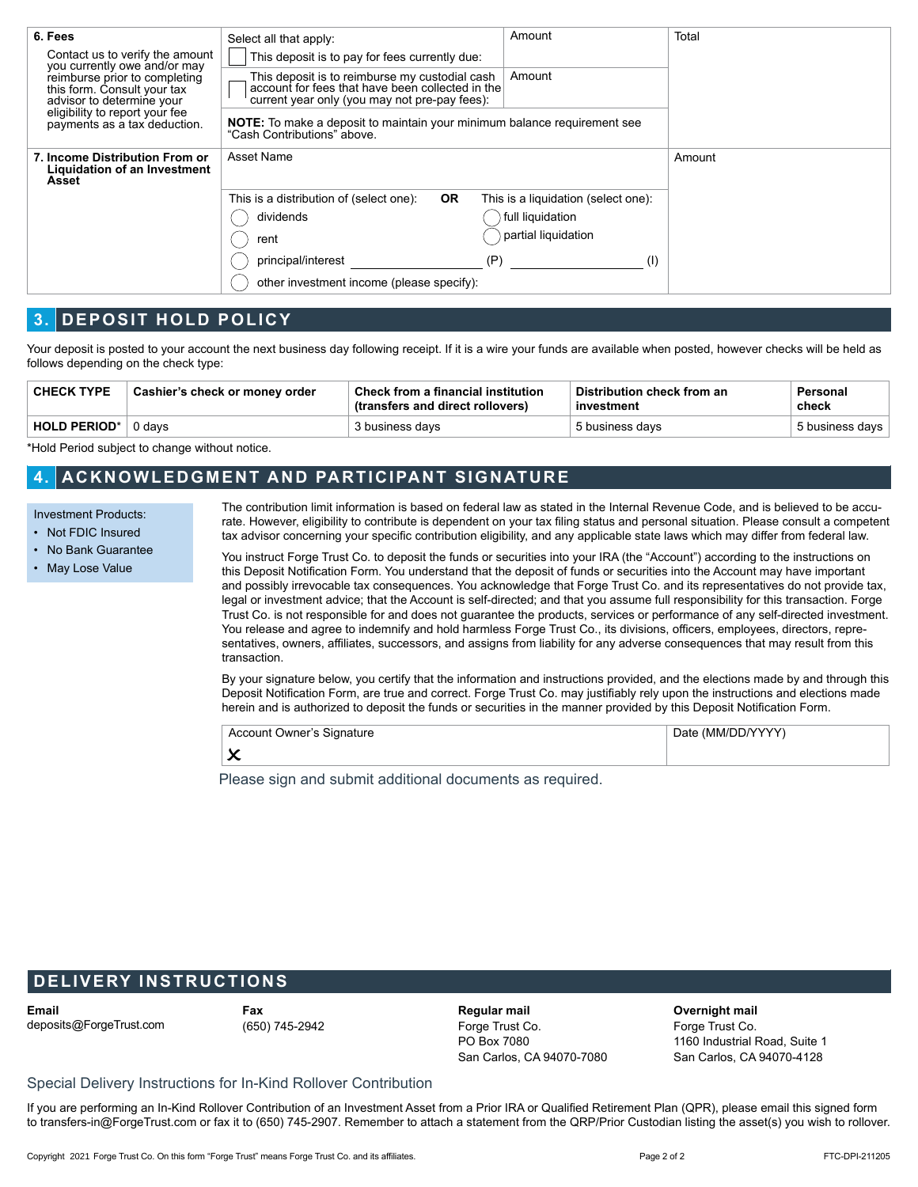| | | | |
|---|---|---|---|
| **6. Fees**<br>Contact us to verify the amount you currently owe and/or may reimburse prior to completing this form. Consult your tax advisor to determine your eligibility to report your fee payments as a tax deduction. | Select all that apply:<br>☐ This deposit is to pay for fees currently due: | Amount | Total |
| | ☐ This deposit is to reimburse my custodial cash account for fees that have been collected in the current year only (you may not pre-pay fees): | Amount | |
| | **NOTE:** To make a deposit to maintain your minimum balance requirement see "Cash Contributions" above. | | |
| **7. Income Distribution From or Liquidation of an Investment Asset** | Asset Name | | Amount |
| | This is a distribution of (select one):<br>◯ dividends<br>◯ rent<br>◯ principal/interest ______ (P)<br>◯ other investment income (please specify): | **OR** This is a liquidation (select one):<br>◯ full liquidation<br>◯ partial liquidation<br>______ (I) | |

## 3. DEPOSIT HOLD POLICY

Your deposit is posted to your account the next business day following receipt. If it is a wire your funds are available when posted, however checks will be held as follows depending on the check type:

| **CHECK TYPE** | **Cashier's check or money order** | **Check from a financial institution (transfers and direct rollovers)** | **Distribution check from an investment** | **Personal check** |
|---|---|---|---|---|
| **HOLD PERIOD*** | 0 days | 3 business days | 5 business days | 5 business days |

*Hold Period subject to change without notice.

## 4. ACKNOWLEDGMENT AND PARTICIPANT SIGNATURE

Investment Products:
- Not FDIC Insured
- No Bank Guarantee
- May Lose Value

The contribution limit information is based on federal law as stated in the Internal Revenue Code, and is believed to be accurate. However, eligibility to contribute is dependent on your tax filing status and personal situation. Please consult a competent tax advisor concerning your specific contribution eligibility, and any applicable state laws which may differ from federal law.

You instruct Forge Trust Co. to deposit the funds or securities into your IRA (the "Account") according to the instructions on this Deposit Notification Form. You understand that the deposit of funds or securities into the Account may have important and possibly irrevocable tax consequences. You acknowledge that Forge Trust Co. and its representatives do not provide tax, legal or investment advice; that the Account is self-directed; and that you assume full responsibility for this transaction. Forge Trust Co. is not responsible for and does not guarantee the products, services or performance of any self-directed investment. You release and agree to indemnify and hold harmless Forge Trust Co., its divisions, officers, employees, directors, representatives, owners, affiliates, successors, and assigns from liability for any adverse consequences that may result from this transaction.

By your signature below, you certify that the information and instructions provided, and the elections made by and through this Deposit Notification Form, are true and correct. Forge Trust Co. may justifiably rely upon the instructions and elections made herein and is authorized to deposit the funds or securities in the manner provided by this Deposit Notification Form.

| Account Owner's Signature | Date (MM/DD/YYYY) |
|---|---|
| ✗ | |

Please sign and submit additional documents as required.

## DELIVERY INSTRUCTIONS

**Email**
deposits@ForgeTrust.com

**Fax**
(650) 745-2942

**Regular mail**
Forge Trust Co.
PO Box 7080
San Carlos, CA 94070-7080

**Overnight mail**
Forge Trust Co.
1160 Industrial Road, Suite 1
San Carlos, CA 94070-4128

### Special Delivery Instructions for In-Kind Rollover Contribution

If you are performing an In-Kind Rollover Contribution of an Investment Asset from a Prior IRA or Qualified Retirement Plan (QPR), please email this signed form to transfers-in@ForgeTrust.com or fax it to (650) 745-2907. Remember to attach a statement from the QRP/Prior Custodian listing the asset(s) you wish to rollover.

Copyright 2021 Forge Trust Co. On this form "Forge Trust" means Forge Trust Co. and its affiliates.

FTC-DPI-211205